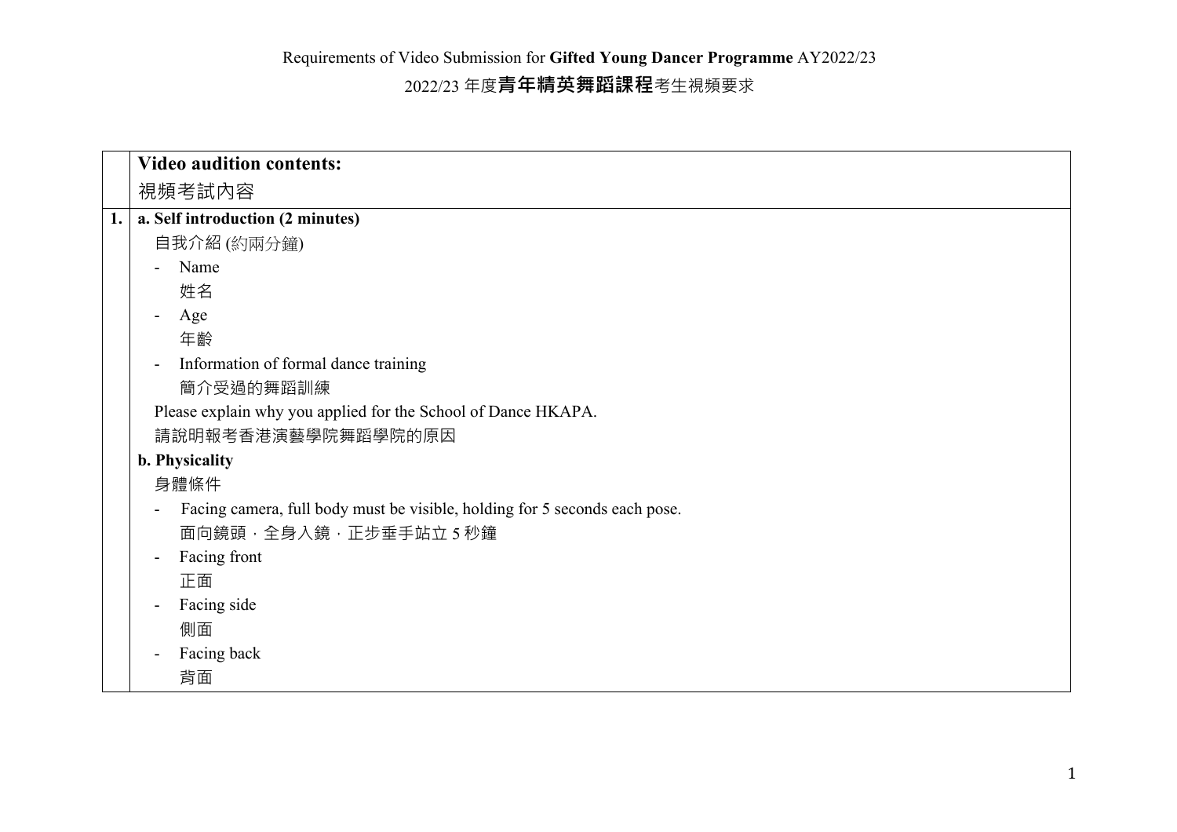Requirements of Video Submission for **Gifted Young Dancer Programme** AY2022/23

2022/23 年度**青年精英舞蹈課程**考生視頻要求

| | **Video audition contents:**<br>視頻考試內容 |
|---|---|
| **1.** | **a. Self introduction (2 minutes)**<br>自我介紹 (約兩分鐘)<br>- Name<br>姓名<br>- Age<br>年齡<br>- Information of formal dance training<br>簡介受過的舞蹈訓練<br>Please explain why you applied for the School of Dance HKAPA.<br>請說明報考香港演藝學院舞蹈學院的原因<br>**b. Physicality**<br>身體條件<br>- Facing camera, full body must be visible, holding for 5 seconds each pose.<br>面向鏡頭，全身入鏡，正步垂手站立 5 秒鐘<br>- Facing front<br>正面<br>- Facing side<br>側面<br>- Facing back<br>背面 |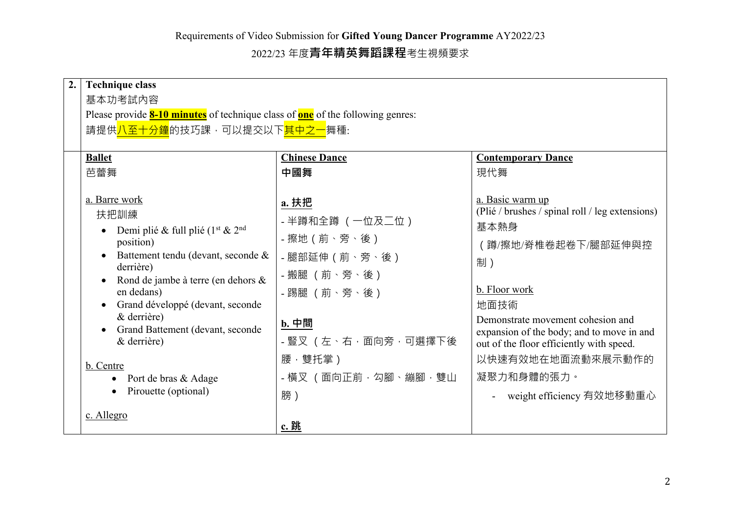Requirements of Video Submission for **Gifted Young Dancer Programme** AY2022/23

2022/23 年度**青年精英舞蹈課程**考生視頻要求

| 2. | **Technique class**<br>基本功考試內容<br>Please provide **8-10 minutes** of technique class of **one** of the following genres:<br>請提供八至十分鐘的技巧課，可以提交以下其中之一舞種: | | |
|---|---|---|---|
| | **Ballet**<br>芭蕾舞<br><br>a. Barre work<br>扶把訓練<br>• Demi plié & full plié (1st & 2nd position)<br>• Battement tendu (devant, seconde & derrière)<br>• Rond de jambe à terre (en dehors & en dedans)<br>• Grand développé (devant, seconde & derrière)<br>• Grand Battement (devant, seconde & derrière)<br><br>b. Centre<br>• Port de bras & Adage<br>• Pirouette (optional)<br><br>c. Allegro | **Chinese Dance**<br>**中國舞**<br><br>**a. 扶把**<br>- 半蹲和全蹲（一位及二位）<br>- 擦地（前、旁、後）<br>- 腿部延伸（前、旁、後）<br>- 搬腿 （前、旁、後）<br>- 踢腿 （前、旁、後）<br><br>**b. 中間**<br>- 豎叉 （左、右，面向旁，可選擇下後腰，雙托掌）<br>- 橫叉 （面向正前，勾腳、綳腳，雙山膀）<br><br>**c. 跳** | **Contemporary Dance**<br>現代舞<br><br>a. Basic warm up<br>(Plié / brushes / spinal roll / leg extensions)<br>基本熱身<br>（蹲/擦地/脊椎卷起卷下/腿部延伸與控制）<br><br>b. Floor work<br>地面技術<br>Demonstrate movement cohesion and expansion of the body; and to move in and out of the floor efficiently with speed.<br>以快速有效地在地面流動來展示動作的凝聚力和身體的張力。<br>- weight efficiency 有效地移動重心 |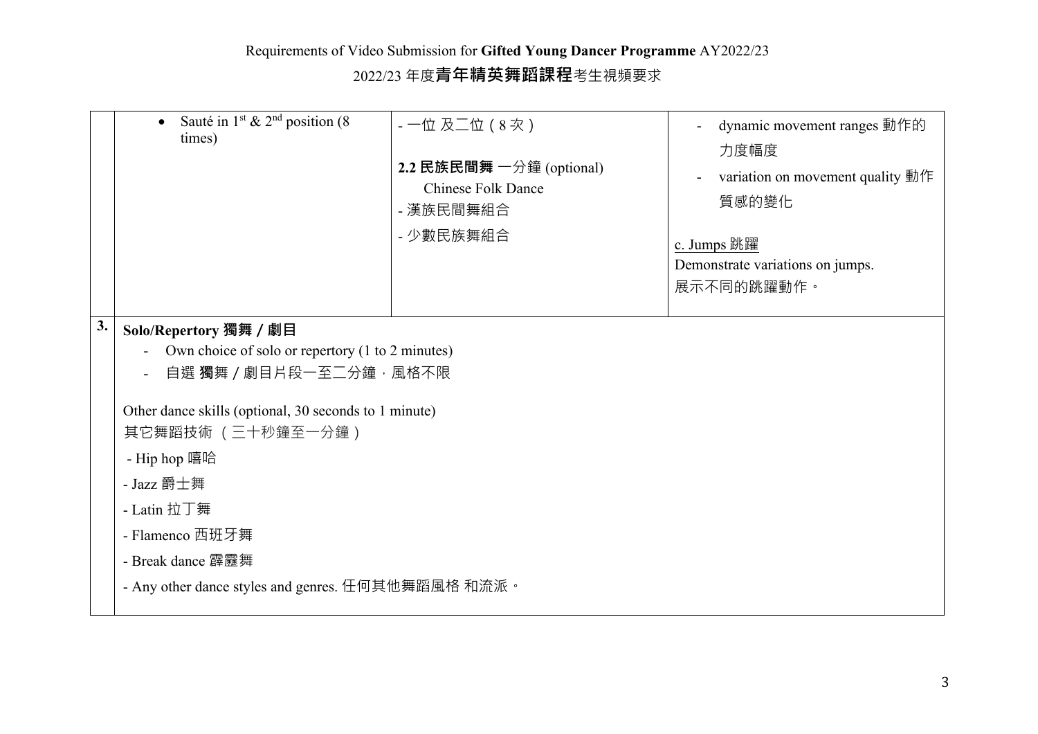| | | | |
|---|---|---|---|
| | • Sauté in 1st & 2nd position (8 times) | - 一位 及二位（8 次）<br><br>**2.2 民族民間舞** 一分鐘 (optional)<br>Chinese Folk Dance<br>- 漢族民間舞組合<br>- 少數民族舞組合 | - dynamic movement ranges 動作的力度幅度<br>- variation on movement quality 動作質感的變化<br><br><u>c. Jumps 跳躍</u><br>Demonstrate variations on jumps.<br>展示不同的跳躍動作。 |
| **3.** | **Solo/Repertory 獨舞 / 劇目**<br>- Own choice of solo or repertory (1 to 2 minutes)<br>- 自選 **獨**舞 / 劇目片段一至二分鐘，風格不限<br><br>Other dance skills (optional, 30 seconds to 1 minute)<br>其它舞蹈技術 （三十秒鐘至一分鐘）<br>- Hip hop 嘻哈<br>- Jazz 爵士舞<br>- Latin 拉丁舞<br>- Flamenco 西班牙舞<br>- Break dance 霹靂舞<br>- Any other dance styles and genres. 任何其他舞蹈風格 和流派。 | | |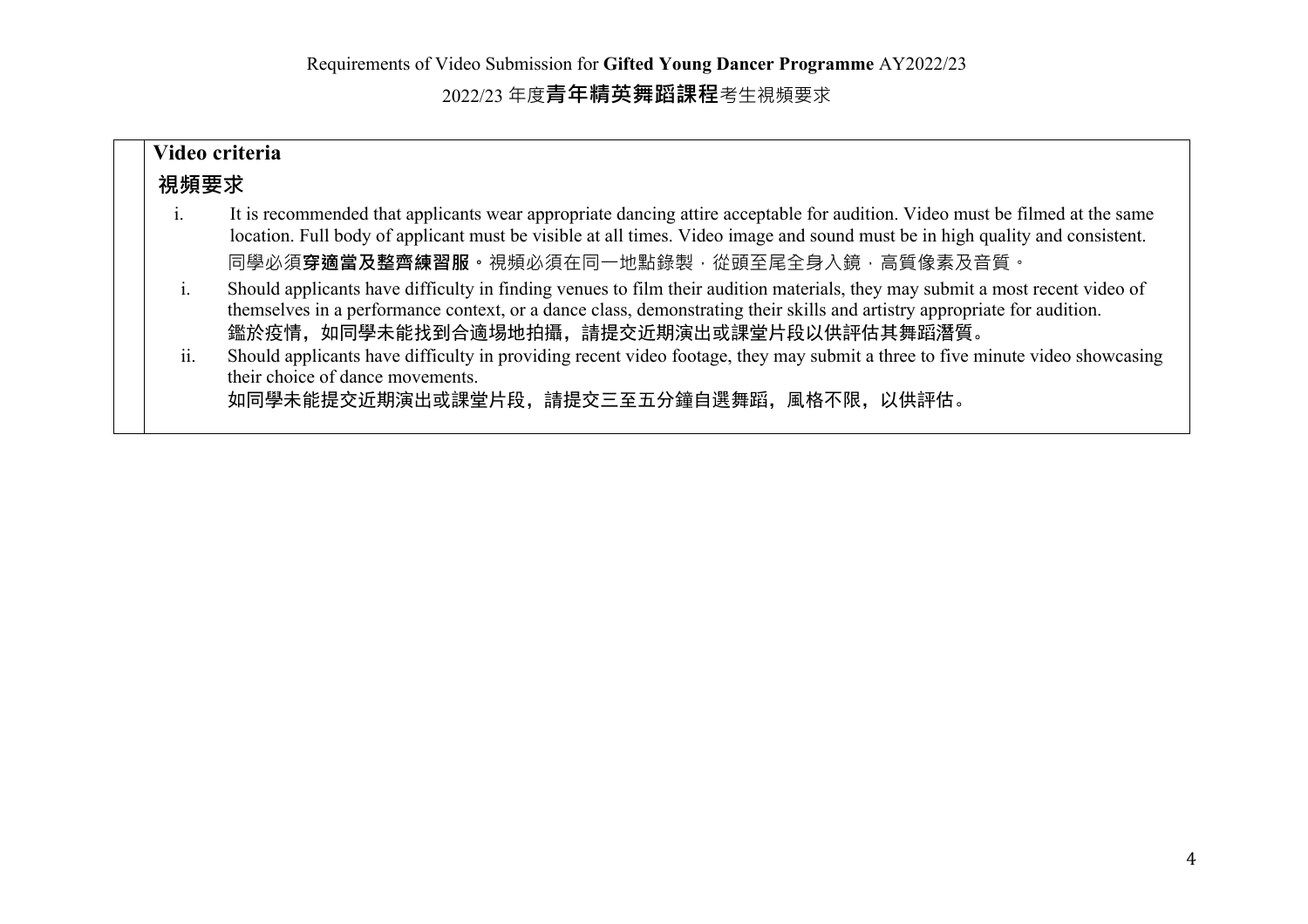Requirements of Video Submission for **Gifted Young Dancer Programme** AY2022/23

2022/23 年度**青年精英舞蹈課程**考生視頻要求

**Video criteria**

**視頻要求**

i. It is recommended that applicants wear appropriate dancing attire acceptable for audition. Video must be filmed at the same location. Full body of applicant must be visible at all times. Video image and sound must be in high quality and consistent.
同學必須**穿適當及整齊練習服。**視頻必須在同一地點錄製，從頭至尾全身入鏡，高質像素及音質。

i. Should applicants have difficulty in finding venues to film their audition materials, they may submit a most recent video of themselves in a performance context, or a dance class, demonstrating their skills and artistry appropriate for audition.
**鑑於疫情，如同學未能找到合適場地拍攝，請提交近期演出或課堂片段以供評估其舞蹈潛質。**

ii. Should applicants have difficulty in providing recent video footage, they may submit a three to five minute video showcasing their choice of dance movements.
**如同學未能提交近期演出或課堂片段，請提交三至五分鐘自選舞蹈，風格不限，以供評估。**